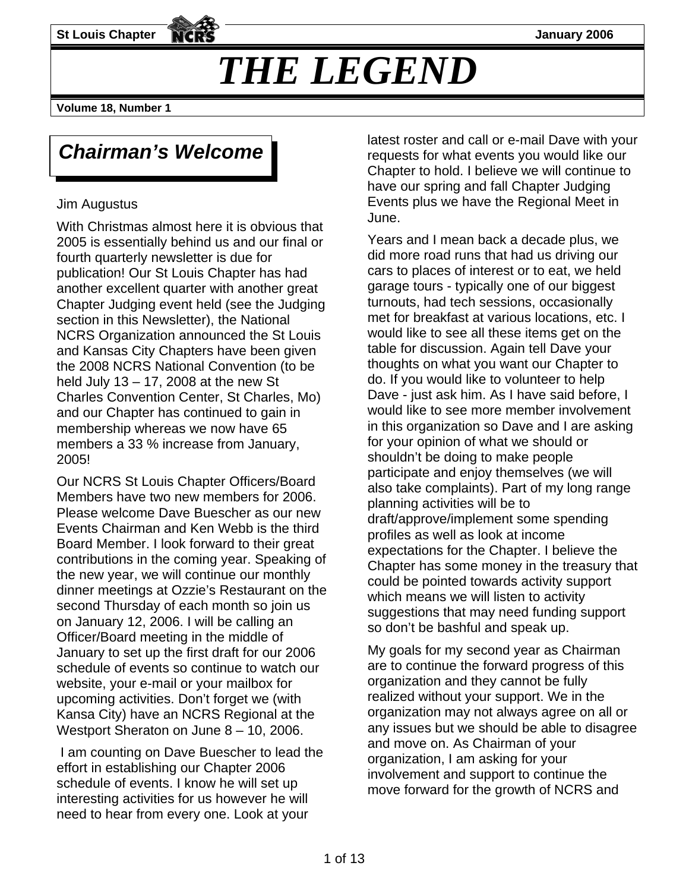# THE LEGEND

## Chairman's Welcome

Jim Augustus

With Christmas almost here it is obvious that 2005 is essentially behind us and our final or fourth quarterly newsletter is due for publication! Our St Louis Chapter has had another excellent quarter with another great Chapter Judging event held (see the Judging section in this Newsletter), the National NCRS Organization announced the St Louis and Kansas City Chapters have been given the 2008 NCRS National Convention (to be held July 13 – 17, 2008 at the new St Charles Convention Center, St Charles, Mo) and our Chapter has continued to gain in membership whereas we now have 65 members a 33 % increase from January, 2005!

Our NCRS St Louis Chapter Officers/Board Members have two new members for 2006. Please welcome Dave Buescher as our new Events Chairman and Ken Webb is the third Board Member. I look forward to their great contributions in the coming year. Speaking of the new year, we will continue our monthly dinner meetings at Ozzie's Restaurant on the second Thursday of each month so join us on January 12, 2006. I will be calling an Officer/Board meeting in the middle of January to set up the first draft for our 2006 schedule of events so continue to watch our website, your e-mail or your mailbox for upcoming activities. Don't forget we (with Kansa City) have an NCRS Regional at the Westport Sheraton on June 8 – 10, 2006.

I am counting on Dave Buescher to lead the effort in establishing our Chapter 2006 schedule of events. I know he will set up interesting activities for us however he will need to hear from every one. Look at your latest roster and call or e-mail Dave with your requests for what events you would like our Chapter to hold. I believe we will continue to have our spring and fall Chapter Judging Events plus we have the Regional Meet in June.

Years and I mean back a decade plus, we did more road runs that had us driving our cars to places of interest or to eat, we held garage tours - typically one of our biggest turnouts, had tech sessions, occasionally met for breakfast at various locations, etc. I would like to see all these items get on the table for discussion. Again tell Dave your thoughts on what you want our Chapter to do. If you would like to volunteer to help Dave - just ask him. As I have said before, I would like to see more member involvement in this organization so Dave and I are asking for your opinion of what we should or shouldn't be doing to make people participate and enjoy themselves (we will also take complaints). Part of my long range planning activities will be to draft/approve/implement some spending profiles as well as look at income expectations for the Chapter. I believe the Chapter has some money in the treasury that could be pointed towards activity support which means we will listen to activity suggestions that may need funding support so don't be bashful and speak up.

My goals for my second year as Chairman are to continue the forward progress of this organization and they cannot be fully realized without your support. We in the organization may not always agree on all or any issues but we should be able to disagree and move on. As Chairman of your organization, I am asking for your involvement and support to continue the move forward for the growth of NCRS and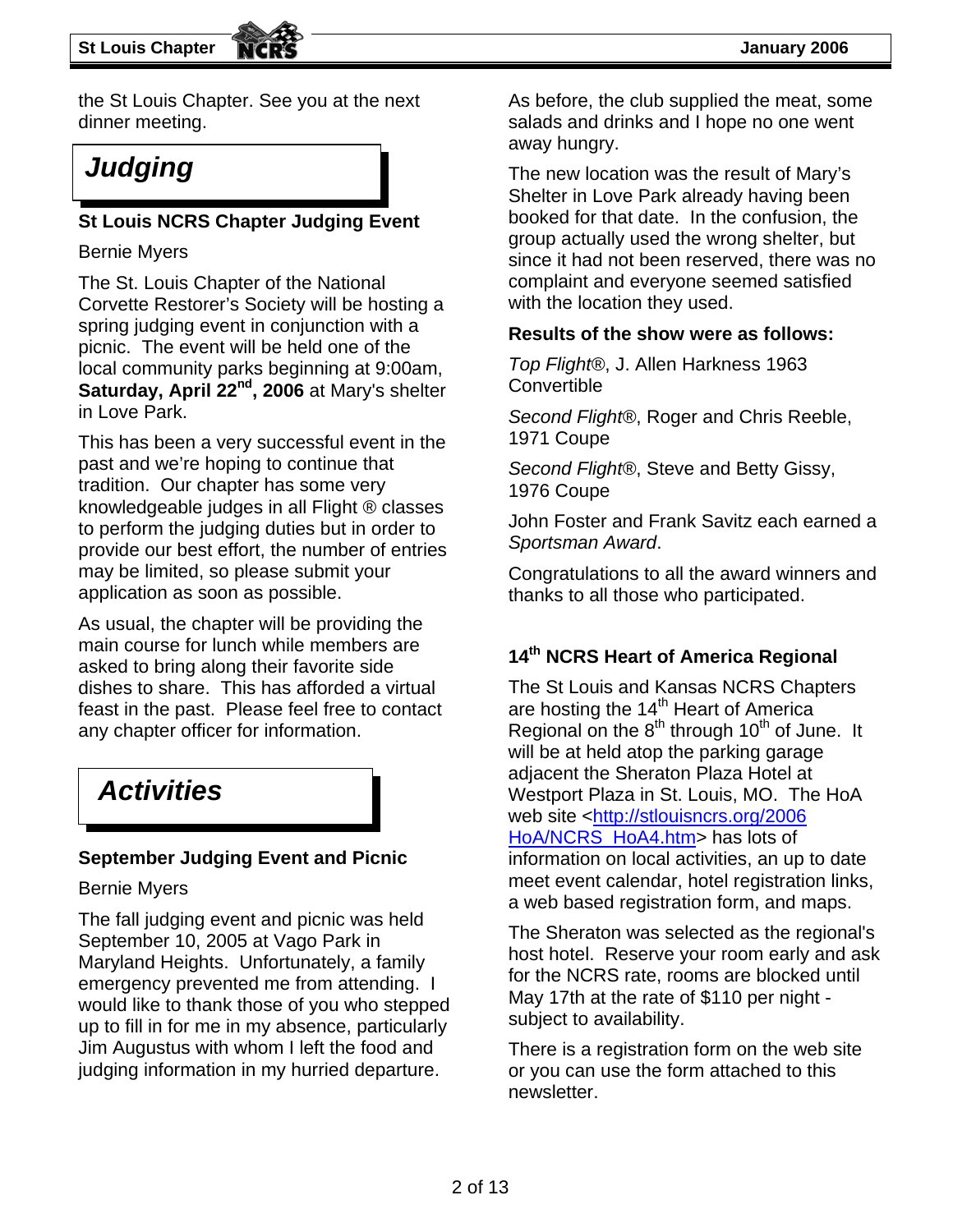the St Louis Chapter. See you at the next dinner meeting.

# Judging

### St Louis NCRS Chapter Judging Event

Bernie Myers

The St. Louis Chapter of the National Corvette Restorer's Society will be hosting a spring judging event in conjunction with a picnic. The event will be held one of the local community parks beginning at 9:00am, **Saturday, April 22nd, 2006** at Mary's shelter in Love Park.

This has been a very successful event in the past and we're hoping to continue that tradition. Our chapter has some very knowledgeable judges in all Flight ® classes to perform the judging duties but in order to provide our best effort, the number of entries may be limited, so please submit your application as soon as possible.

As usual, the chapter will be providing the main course for lunch while members are asked to bring along their favorite side dishes to share. This has afforded a virtual feast in the past. Please feel free to contact any chapter officer for information.

# Activities

### September Judging Event and Picnic

Bernie Myers

The fall judging event and picnic was held September 10, 2005 at Vago Park in Maryland Heights. Unfortunately, a family emergency prevented me from attending. I would like to thank those of you who stepped up to fill in for me in my absence, particularly Jim Augustus with whom I left the food and judging information in my hurried departure.

As before, the club supplied the meat, some salads and drinks and I hope no one went away hungry.

The new location was the result of Mary's Shelter in Love Park already having been booked for that date. In the confusion, the group actually used the wrong shelter, but since it had not been reserved, there was no complaint and everyone seemed satisfied with the location they used.

**Results of the show were as follows:**

*Top Flight*®, J. Allen Harkness 1963 Convertible

*Second Flight*®, Roger and Chris Reeble, 1971 Coupe

*Second Flight*®, Steve and Betty Gissy, 1976 Coupe

John Foster and Frank Savitz each earned a *Sportsman Award*.

Congratulations to all the award winners and thanks to all those who participated.

### 14th NCRS Heart of America Regional

The St Louis and Kansas NCRS Chapters are hosting the 14th Heart of America Regional on the 8th through 10th of June. It will be at held atop the parking garage adjacent the Sheraton Plaza Hotel at Westport Plaza in St. Louis, MO. The HoA web site <http://stlouisncrs.org/2006 HoA/NCRS_HoA4.htm> has lots of information on local activities, an up to date meet event calendar, hotel registration links, a web based registration form, and maps.

The Sheraton was selected as the regional's host hotel. Reserve your room early and ask for the NCRS rate, rooms are blocked until May 17th at the rate of $110 per night - subject to availability.

There is a registration form on the web site or you can use the form attached to this newsletter.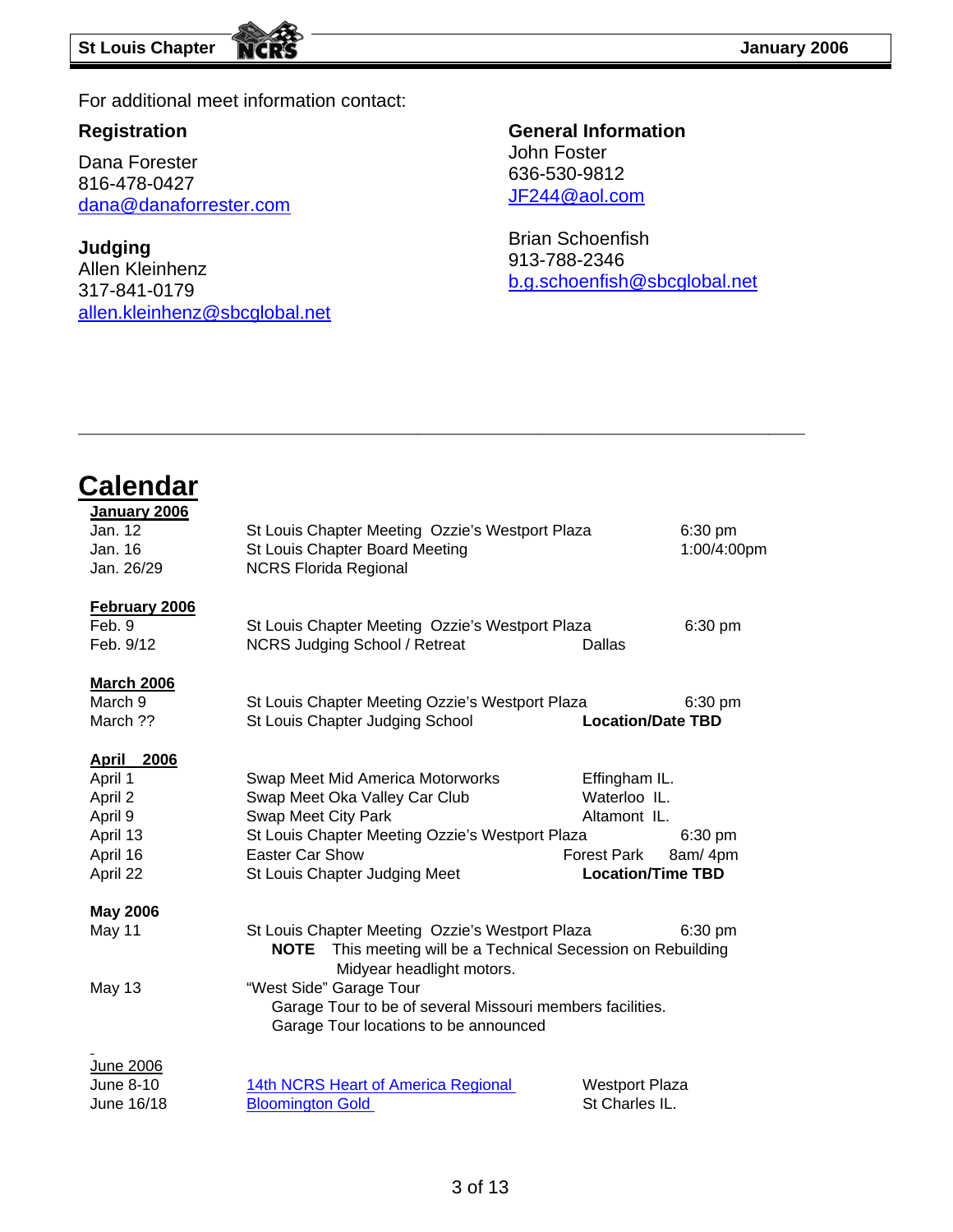For additional meet information contact:

**Registration**

Dana Forester
816-478-0427
dana@danaforrester.com

**Judging**
Allen Kleinhenz
317-841-0179
allen.kleinhenz@sbcglobal.net

**General Information**
John Foster
636-530-9812
JF244@aol.com

Brian Schoenfish
913-788-2346
b.g.schoenfish@sbcglobal.net

---

# Calendar

**January 2006**

| | | | |
|---|---|---|---|
| Jan. 12 | St Louis Chapter Meeting Ozzie's Westport Plaza | | 6:30 pm |
| Jan. 16 | St Louis Chapter Board Meeting | | 1:00/4:00pm |
| Jan. 26/29 | NCRS Florida Regional | | |

**February 2006**

| | | | |
|---|---|---|---|
| Feb. 9 | St Louis Chapter Meeting Ozzie's Westport Plaza | | 6:30 pm |
| Feb. 9/12 | NCRS Judging School / Retreat | Dallas | |

**March 2006**

| | | | |
|---|---|---|---|
| March 9 | St Louis Chapter Meeting Ozzie's Westport Plaza | | 6:30 pm |
| March ?? | St Louis Chapter Judging School | **Location/Date TBD** | |

**April 2006**

| | | | |
|---|---|---|---|
| April 1 | Swap Meet Mid America Motorworks | Effingham IL. | |
| April 2 | Swap Meet Oka Valley Car Club | Waterloo IL. | |
| April 9 | Swap Meet City Park | Altamont IL. | |
| April 13 | St Louis Chapter Meeting Ozzie's Westport Plaza | | 6:30 pm |
| April 16 | Easter Car Show | Forest Park | 8am/ 4pm |
| April 22 | St Louis Chapter Judging Meet | **Location/Time TBD** | |

**May 2006**

May 11 — St Louis Chapter Meeting Ozzie's Westport Plaza — 6:30 pm
**NOTE** This meeting will be a Technical Secession on Rebuilding Midyear headlight motors.

May 13 — "West Side" Garage Tour
Garage Tour to be of several Missouri members facilities.
Garage Tour locations to be announced

June 2006

| | | |
|---|---|---|
| June 8-10 | 14th NCRS Heart of America Regional | Westport Plaza |
| June 16/18 | Bloomington Gold | St Charles IL. |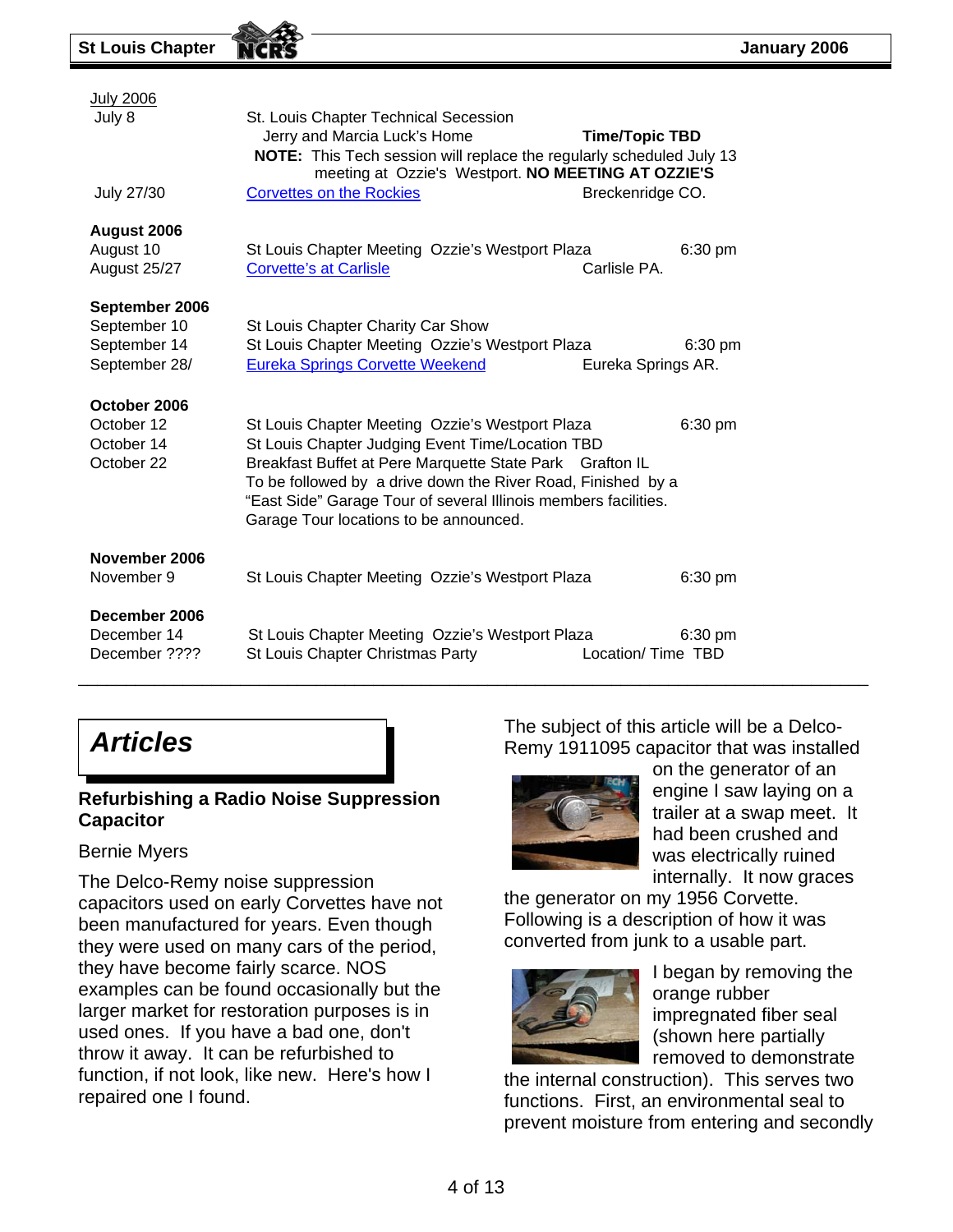| Date | Event | Location | Time |
|---|---|---|---|
| **July 2006** | | | |
| July 8 | St. Louis Chapter Technical Secession<br>Jerry and Marcia Luck's Home<br>**NOTE:** This Tech session will replace the regularly scheduled July 13 meeting at Ozzie's Westport. **NO MEETING AT OZZIE'S** | | **Time/Topic TBD** |
| July 27/30 | Corvettes on the Rockies | Breckenridge CO. | |
| **August 2006** | | | |
| August 10 | St Louis Chapter Meeting Ozzie's Westport Plaza | | 6:30 pm |
| August 25/27 | Corvette's at Carlisle | Carlisle PA. | |
| **September 2006** | | | |
| September 10 | St Louis Chapter Charity Car Show | | |
| September 14 | St Louis Chapter Meeting Ozzie's Westport Plaza | | 6:30 pm |
| September 28/ | Eureka Springs Corvette Weekend | Eureka Springs AR. | |
| **October 2006** | | | |
| October 12 | St Louis Chapter Meeting Ozzie's Westport Plaza | | 6:30 pm |
| October 14 | St Louis Chapter Judging Event Time/Location TBD | | |
| October 22 | Breakfast Buffet at Pere Marquette State Park<br>To be followed by a drive down the River Road, Finished by a "East Side" Garage Tour of several Illinois members facilities. Garage Tour locations to be announced. | Grafton IL | |
| **November 2006** | | | |
| November 9 | St Louis Chapter Meeting Ozzie's Westport Plaza | | 6:30 pm |
| **December 2006** | | | |
| December 14 | St Louis Chapter Meeting Ozzie's Westport Plaza | | 6:30 pm |
| December ???? | St Louis Chapter Christmas Party | Location/ Time TBD | |

# Articles

### Refurbishing a Radio Noise Suppression Capacitor

Bernie Myers

The Delco-Remy noise suppression capacitors used on early Corvettes have not been manufactured for years. Even though they were used on many cars of the period, they have become fairly scarce. NOS examples can be found occasionally but the larger market for restoration purposes is in used ones. If you have a bad one, don't throw it away. It can be refurbished to function, if not look, like new. Here's how I repaired one I found.

The subject of this article will be a Delco-Remy 1911095 capacitor that was installed on the generator of an engine I saw laying on a trailer at a swap meet. It had been crushed and was electrically ruined internally. It now graces the generator on my 1956 Corvette. Following is a description of how it was converted from junk to a usable part.

I began by removing the orange rubber impregnated fiber seal (shown here partially removed to demonstrate the internal construction). This serves two functions. First, an environmental seal to prevent moisture from entering and secondly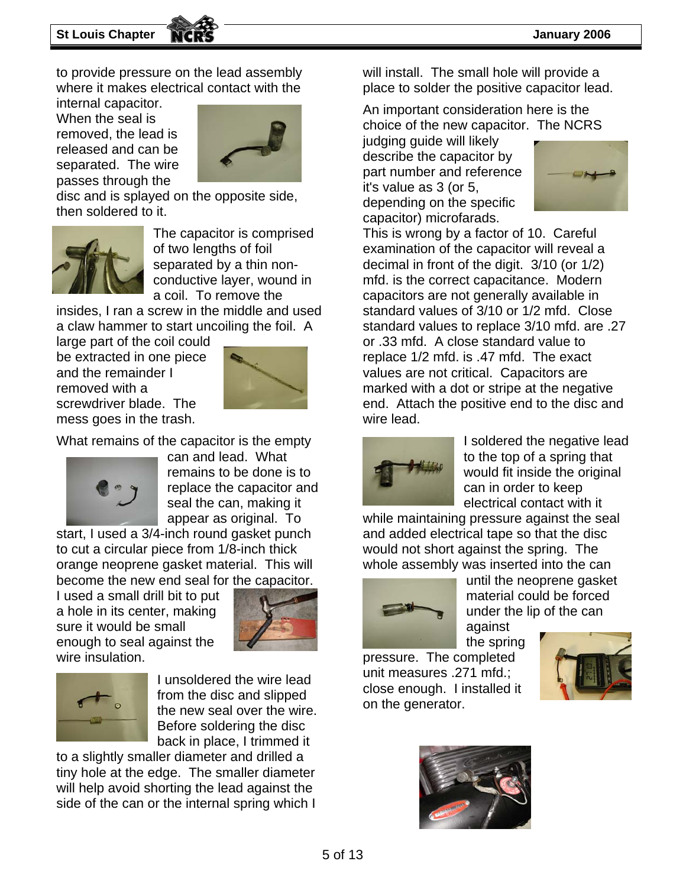to provide pressure on the lead assembly where it makes electrical contact with the internal capacitor. When the seal is removed, the lead is released and can be separated. The wire passes through the disc and is splayed on the opposite side, then soldered to it.

The capacitor is comprised of two lengths of foil separated by a thin non-conductive layer, wound in a coil. To remove the insides, I ran a screw in the middle and used a claw hammer to start uncoiling the foil. A large part of the coil could be extracted in one piece and the remainder I removed with a screwdriver blade. The mess goes in the trash.

What remains of the capacitor is the empty can and lead. What remains to be done is to replace the capacitor and seal the can, making it appear as original. To start, I used a 3/4-inch round gasket punch to cut a circular piece from 1/8-inch thick orange neoprene gasket material. This will become the new end seal for the capacitor. I used a small drill bit to put a hole in its center, making sure it would be small enough to seal against the wire insulation.

I unsoldered the wire lead from the disc and slipped the new seal over the wire. Before soldering the disc back in place, I trimmed it to a slightly smaller diameter and drilled a tiny hole at the edge. The smaller diameter will help avoid shorting the lead against the side of the can or the internal spring which I will install. The small hole will provide a place to solder the positive capacitor lead.

An important consideration here is the choice of the new capacitor. The NCRS judging guide will likely describe the capacitor by part number and reference it's value as 3 (or 5, depending on the specific capacitor) microfarads. This is wrong by a factor of 10. Careful examination of the capacitor will reveal a decimal in front of the digit. 3/10 (or 1/2) mfd. is the correct capacitance. Modern capacitors are not generally available in standard values of 3/10 or 1/2 mfd. Close standard values to replace 3/10 mfd. are .27 or .33 mfd. A close standard value to replace 1/2 mfd. is .47 mfd. The exact values are not critical. Capacitors are marked with a dot or stripe at the negative end. Attach the positive end to the disc and wire lead.

I soldered the negative lead to the top of a spring that would fit inside the original can in order to keep electrical contact with it while maintaining pressure against the seal and added electrical tape so that the disc would not short against the spring. The whole assembly was inserted into the can until the neoprene gasket material could be forced under the lip of the can against the spring pressure. The completed unit measures .271 mfd.; close enough. I installed it on the generator.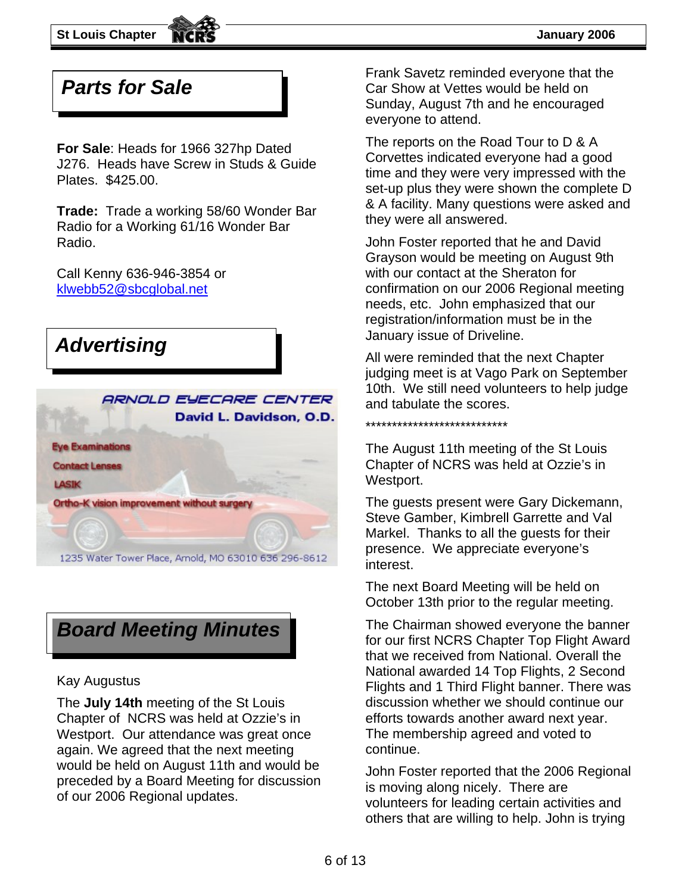## *Parts for Sale*

**For Sale**: Heads for 1966 327hp Dated J276. Heads have Screw in Studs & Guide Plates. $425.00.

**Trade:** Trade a working 58/60 Wonder Bar Radio for a Working 61/16 Wonder Bar Radio.

Call Kenny 636-946-3854 or [klwebb52@sbcglobal.net](mailto:klwebb52@sbcglobal.net)

## *Advertising*

ARNOLD EYECARE CENTER
David L. Davidson, O.D.

Eye Examinations
Contact Lenses
LASIK
Ortho-K vision improvement without surgery

1235 Water Tower Place, Arnold, MO 63010 636 296-8612

## *Board Meeting Minutes*

Kay Augustus

The **July 14th** meeting of the St Louis Chapter of NCRS was held at Ozzie's in Westport. Our attendance was great once again. We agreed that the next meeting would be held on August 11th and would be preceded by a Board Meeting for discussion of our 2006 Regional updates.

Frank Savetz reminded everyone that the Car Show at Vettes would be held on Sunday, August 7th and he encouraged everyone to attend.

The reports on the Road Tour to D & A Corvettes indicated everyone had a good time and they were very impressed with the set-up plus they were shown the complete D & A facility. Many questions were asked and they were all answered.

John Foster reported that he and David Grayson would be meeting on August 9th with our contact at the Sheraton for confirmation on our 2006 Regional meeting needs, etc. John emphasized that our registration/information must be in the January issue of Driveline.

All were reminded that the next Chapter judging meet is at Vago Park on September 10th. We still need volunteers to help judge and tabulate the scores.

****************************

The August 11th meeting of the St Louis Chapter of NCRS was held at Ozzie's in Westport.

The guests present were Gary Dickemann, Steve Gamber, Kimbrell Garrette and Val Markel. Thanks to all the guests for their presence. We appreciate everyone's interest.

The next Board Meeting will be held on October 13th prior to the regular meeting.

The Chairman showed everyone the banner for our first NCRS Chapter Top Flight Award that we received from National. Overall the National awarded 14 Top Flights, 2 Second Flights and 1 Third Flight banner. There was discussion whether we should continue our efforts towards another award next year. The membership agreed and voted to continue.

John Foster reported that the 2006 Regional is moving along nicely. There are volunteers for leading certain activities and others that are willing to help. John is trying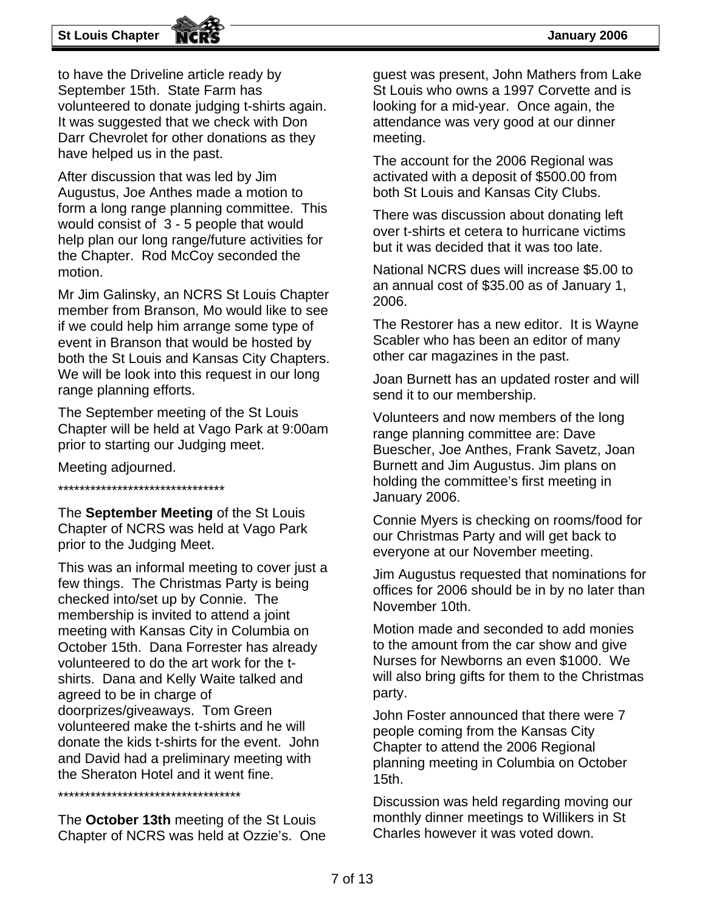to have the Driveline article ready by September 15th. State Farm has volunteered to donate judging t-shirts again. It was suggested that we check with Don Darr Chevrolet for other donations as they have helped us in the past.

After discussion that was led by Jim Augustus, Joe Anthes made a motion to form a long range planning committee. This would consist of 3 - 5 people that would help plan our long range/future activities for the Chapter. Rod McCoy seconded the motion.

Mr Jim Galinsky, an NCRS St Louis Chapter member from Branson, Mo would like to see if we could help him arrange some type of event in Branson that would be hosted by both the St Louis and Kansas City Chapters. We will be look into this request in our long range planning efforts.

The September meeting of the St Louis Chapter will be held at Vago Park at 9:00am prior to starting our Judging meet.

Meeting adjourned.

********************************

The **September Meeting** of the St Louis Chapter of NCRS was held at Vago Park prior to the Judging Meet.

This was an informal meeting to cover just a few things. The Christmas Party is being checked into/set up by Connie. The membership is invited to attend a joint meeting with Kansas City in Columbia on October 15th. Dana Forrester has already volunteered to do the art work for the t-shirts. Dana and Kelly Waite talked and agreed to be in charge of doorprizes/giveaways. Tom Green volunteered make the t-shirts and he will donate the kids t-shirts for the event. John and David had a preliminary meeting with the Sheraton Hotel and it went fine.

***********************************

The **October 13th** meeting of the St Louis Chapter of NCRS was held at Ozzie's. One guest was present, John Mathers from Lake St Louis who owns a 1997 Corvette and is looking for a mid-year. Once again, the attendance was very good at our dinner meeting.

The account for the 2006 Regional was activated with a deposit of $500.00 from both St Louis and Kansas City Clubs.

There was discussion about donating left over t-shirts et cetera to hurricane victims but it was decided that it was too late.

National NCRS dues will increase $5.00 to an annual cost of $35.00 as of January 1, 2006.

The Restorer has a new editor. It is Wayne Scabler who has been an editor of many other car magazines in the past.

Joan Burnett has an updated roster and will send it to our membership.

Volunteers and now members of the long range planning committee are: Dave Buescher, Joe Anthes, Frank Savetz, Joan Burnett and Jim Augustus. Jim plans on holding the committee's first meeting in January 2006.

Connie Myers is checking on rooms/food for our Christmas Party and will get back to everyone at our November meeting.

Jim Augustus requested that nominations for offices for 2006 should be in by no later than November 10th.

Motion made and seconded to add monies to the amount from the car show and give Nurses for Newborns an even $1000. We will also bring gifts for them to the Christmas party.

John Foster announced that there were 7 people coming from the Kansas City Chapter to attend the 2006 Regional planning meeting in Columbia on October 15th.

Discussion was held regarding moving our monthly dinner meetings to Willikers in St Charles however it was voted down.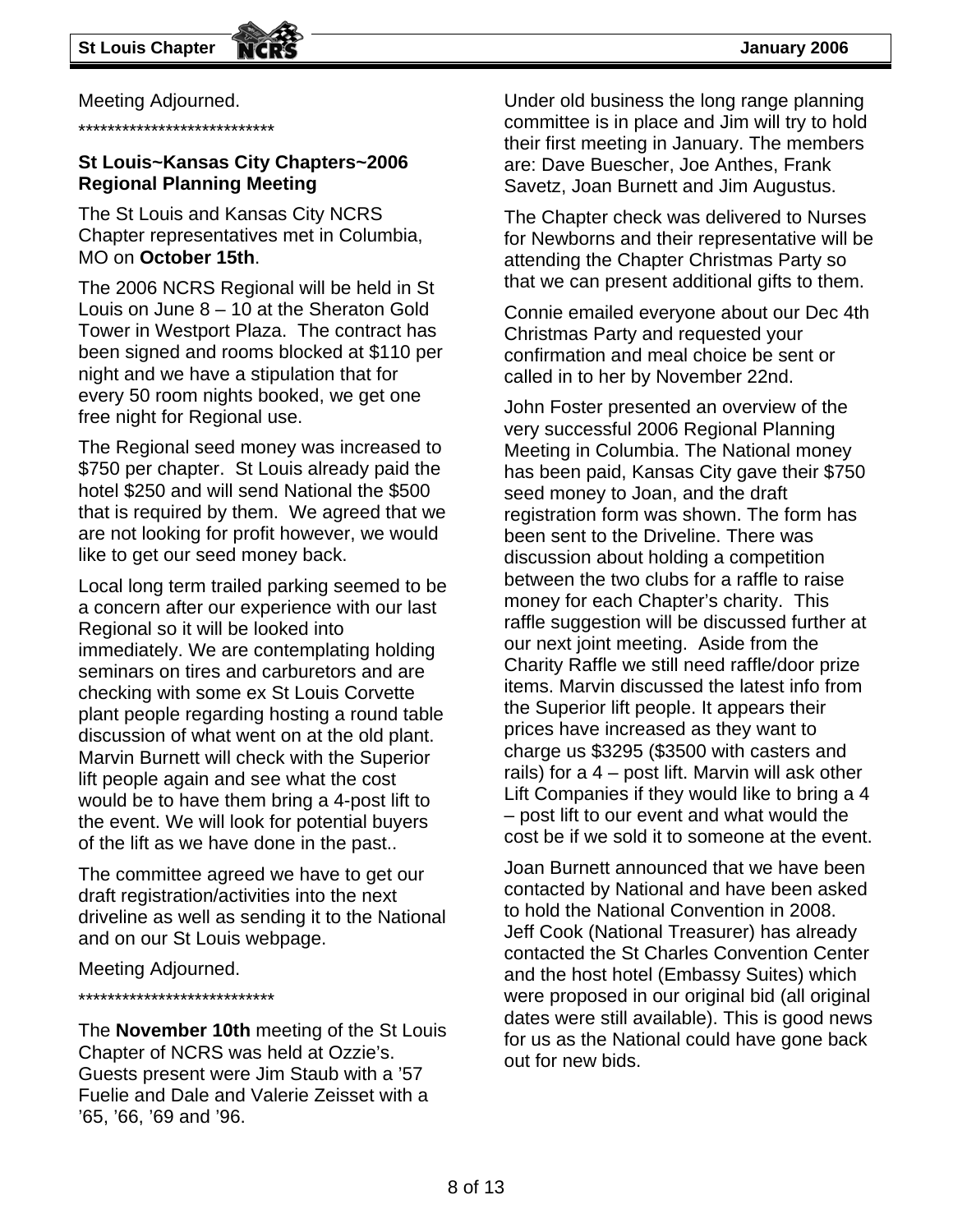Meeting Adjourned.

***************************

**St Louis~Kansas City Chapters~2006 Regional Planning Meeting**

The St Louis and Kansas City NCRS Chapter representatives met in Columbia, MO on **October 15th**.

The 2006 NCRS Regional will be held in St Louis on June 8 – 10 at the Sheraton Gold Tower in Westport Plaza. The contract has been signed and rooms blocked at $110 per night and we have a stipulation that for every 50 room nights booked, we get one free night for Regional use.

The Regional seed money was increased to $750 per chapter. St Louis already paid the hotel $250 and will send National the $500 that is required by them. We agreed that we are not looking for profit however, we would like to get our seed money back.

Local long term trailed parking seemed to be a concern after our experience with our last Regional so it will be looked into immediately. We are contemplating holding seminars on tires and carburetors and are checking with some ex St Louis Corvette plant people regarding hosting a round table discussion of what went on at the old plant. Marvin Burnett will check with the Superior lift people again and see what the cost would be to have them bring a 4-post lift to the event. We will look for potential buyers of the lift as we have done in the past..

The committee agreed we have to get our draft registration/activities into the next driveline as well as sending it to the National and on our St Louis webpage.

Meeting Adjourned.

***************************

The **November 10th** meeting of the St Louis Chapter of NCRS was held at Ozzie's. Guests present were Jim Staub with a '57 Fuelie and Dale and Valerie Zeisset with a '65, '66, '69 and '96.

Under old business the long range planning committee is in place and Jim will try to hold their first meeting in January. The members are: Dave Buescher, Joe Anthes, Frank Savetz, Joan Burnett and Jim Augustus.

The Chapter check was delivered to Nurses for Newborns and their representative will be attending the Chapter Christmas Party so that we can present additional gifts to them.

Connie emailed everyone about our Dec 4th Christmas Party and requested your confirmation and meal choice be sent or called in to her by November 22nd.

John Foster presented an overview of the very successful 2006 Regional Planning Meeting in Columbia. The National money has been paid, Kansas City gave their $750 seed money to Joan, and the draft registration form was shown. The form has been sent to the Driveline. There was discussion about holding a competition between the two clubs for a raffle to raise money for each Chapter's charity. This raffle suggestion will be discussed further at our next joint meeting. Aside from the Charity Raffle we still need raffle/door prize items. Marvin discussed the latest info from the Superior lift people. It appears their prices have increased as they want to charge us $3295 ($3500 with casters and rails) for a 4 – post lift. Marvin will ask other Lift Companies if they would like to bring a 4 – post lift to our event and what would the cost be if we sold it to someone at the event.

Joan Burnett announced that we have been contacted by National and have been asked to hold the National Convention in 2008. Jeff Cook (National Treasurer) has already contacted the St Charles Convention Center and the host hotel (Embassy Suites) which were proposed in our original bid (all original dates were still available). This is good news for us as the National could have gone back out for new bids.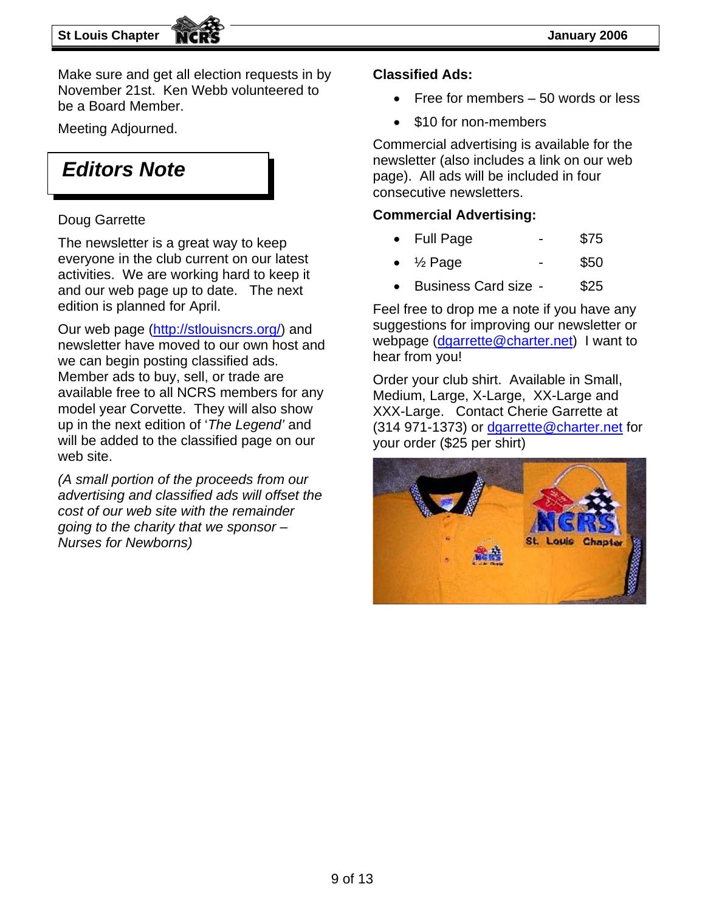Make sure and get all election requests in by November 21st. Ken Webb volunteered to be a Board Member.

Meeting Adjourned.

## Editors Note

Doug Garrette

The newsletter is a great way to keep everyone in the club current on our latest activities. We are working hard to keep it and our web page up to date. The next edition is planned for April.

Our web page (http://stlouisncrs.org/) and newsletter have moved to our own host and we can begin posting classified ads. Member ads to buy, sell, or trade are available free to all NCRS members for any model year Corvette. They will also show up in the next edition of '*The Legend*' and will be added to the classified page on our web site.

*(A small portion of the proceeds from our advertising and classified ads will offset the cost of our web site with the remainder going to the charity that we sponsor – Nurses for Newborns)*

**Classified Ads:**

- Free for members – 50 words or less
- $10 for non-members

Commercial advertising is available for the newsletter (also includes a link on our web page). All ads will be included in four consecutive newsletters.

**Commercial Advertising:**

- Full Page - $75
- ½ Page - $50
- Business Card size - $25

Feel free to drop me a note if you have any suggestions for improving our newsletter or webpage (dgarrette@charter.net) I want to hear from you!

Order your club shirt. Available in Small, Medium, Large, X-Large, XX-Large and XXX-Large. Contact Cherie Garrette at (314 971-1373) or dgarrette@charter.net for your order ($25 per shirt)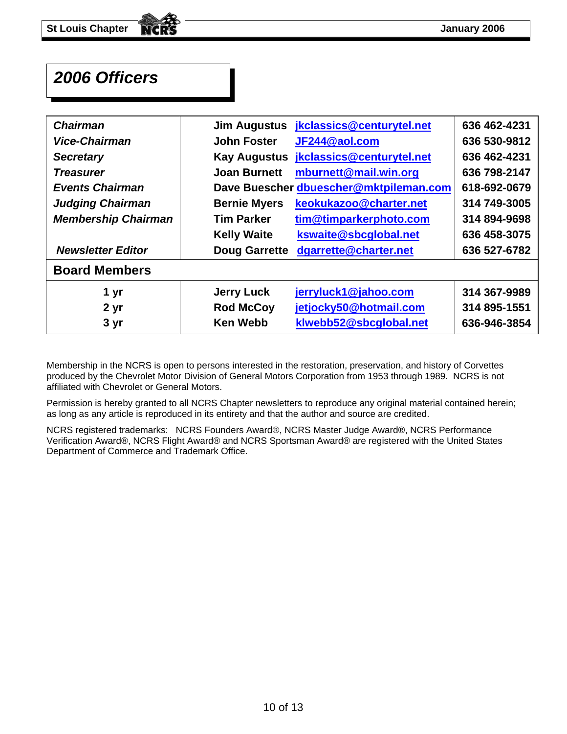# 2006 Officers

| | | | |
|---|---|---|---|
| ***Chairman*** | **Jim Augustus** | **jkclassics@centurytel.net** | **636 462-4231** |
| ***Vice-Chairman*** | **John Foster** | **JF244@aol.com** | **636 530-9812** |
| ***Secretary*** | **Kay Augustus** | **jkclassics@centurytel.net** | **636 462-4231** |
| ***Treasurer*** | **Joan Burnett** | **mburnett@mail.win.org** | **636 798-2147** |
| ***Events Chairman*** | **Dave Buescher** | **dbuescher@mktpileman.com** | **618-692-0679** |
| ***Judging Chairman*** | **Bernie Myers** | **keokukazoo@charter.net** | **314 749-3005** |
| ***Membership Chairman*** | **Tim Parker** | **tim@timparkerphoto.com** | **314 894-9698** |
| | **Kelly Waite** | **kswaite@sbcglobal.net** | **636 458-3075** |
| ***Newsletter Editor*** | **Doug Garrette** | **dgarrette@charter.net** | **636 527-6782** |
| **Board Members** | | | |
| **1 yr** | **Jerry Luck** | **jerryluck1@jahoo.com** | **314 367-9989** |
| **2 yr** | **Rod McCoy** | **jetjocky50@hotmail.com** | **314 895-1551** |
| **3 yr** | **Ken Webb** | **klwebb52@sbcglobal.net** | **636-946-3854** |

Membership in the NCRS is open to persons interested in the restoration, preservation, and history of Corvettes produced by the Chevrolet Motor Division of General Motors Corporation from 1953 through 1989. NCRS is not affiliated with Chevrolet or General Motors.

Permission is hereby granted to all NCRS Chapter newsletters to reproduce any original material contained herein; as long as any article is reproduced in its entirety and that the author and source are credited.

NCRS registered trademarks: NCRS Founders Award®, NCRS Master Judge Award®, NCRS Performance Verification Award®, NCRS Flight Award® and NCRS Sportsman Award® are registered with the United States Department of Commerce and Trademark Office.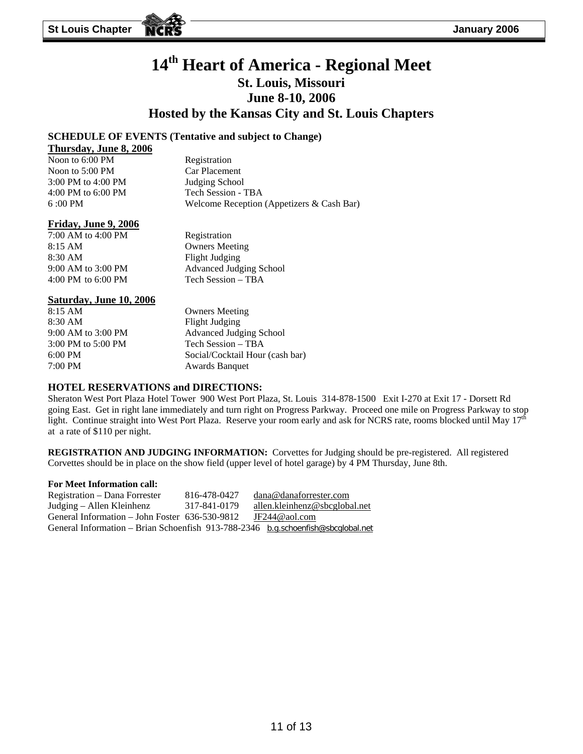# 14th Heart of America - Regional Meet

## St. Louis, Missouri

## June 8-10, 2006

## Hosted by the Kansas City and St. Louis Chapters

**SCHEDULE OF EVENTS (Tentative and subject to Change)**

**Thursday, June 8, 2006**

| | |
|---|---|
| Noon to 6:00 PM | Registration |
| Noon to 5:00 PM | Car Placement |
| 3:00 PM to 4:00 PM | Judging School |
| 4:00 PM to 6:00 PM | Tech Session - TBA |
| 6 :00 PM | Welcome Reception (Appetizers & Cash Bar) |

**Friday, June 9, 2006**

| | |
|---|---|
| 7:00 AM to 4:00 PM | Registration |
| 8:15 AM | Owners Meeting |
| 8:30 AM | Flight Judging |
| 9:00 AM to 3:00 PM | Advanced Judging School |
| 4:00 PM to 6:00 PM | Tech Session – TBA |

**Saturday, June 10, 2006**

| | |
|---|---|
| 8:15 AM | Owners Meeting |
| 8:30 AM | Flight Judging |
| 9:00 AM to 3:00 PM | Advanced Judging School |
| 3:00 PM to 5:00 PM | Tech Session – TBA |
| 6:00 PM | Social/Cocktail Hour (cash bar) |
| 7:00 PM | Awards Banquet |

**HOTEL RESERVATIONS and DIRECTIONS:**

Sheraton West Port Plaza Hotel Tower 900 West Port Plaza, St. Louis 314-878-1500 Exit I-270 at Exit 17 - Dorsett Rd going East. Get in right lane immediately and turn right on Progress Parkway. Proceed one mile on Progress Parkway to stop light. Continue straight into West Port Plaza. Reserve your room early and ask for NCRS rate, rooms blocked until May 17th at a rate of $110 per night.

**REGISTRATION AND JUDGING INFORMATION:** Corvettes for Judging should be pre-registered. All registered Corvettes should be in place on the show field (upper level of hotel garage) by 4 PM Thursday, June 8th.

**For Meet Information call:**

| | | |
|---|---|---|
| Registration – Dana Forrester | 816-478-0427 | dana@danaforrester.com |
| Judging – Allen Kleinhenz | 317-841-0179 | allen.kleinhenz@sbcglobal.net |
| General Information – John Foster | 636-530-9812 | JF244@aol.com |
| General Information – Brian Schoenfish | 913-788-2346 | b.g.schoenfish@sbcglobal.net |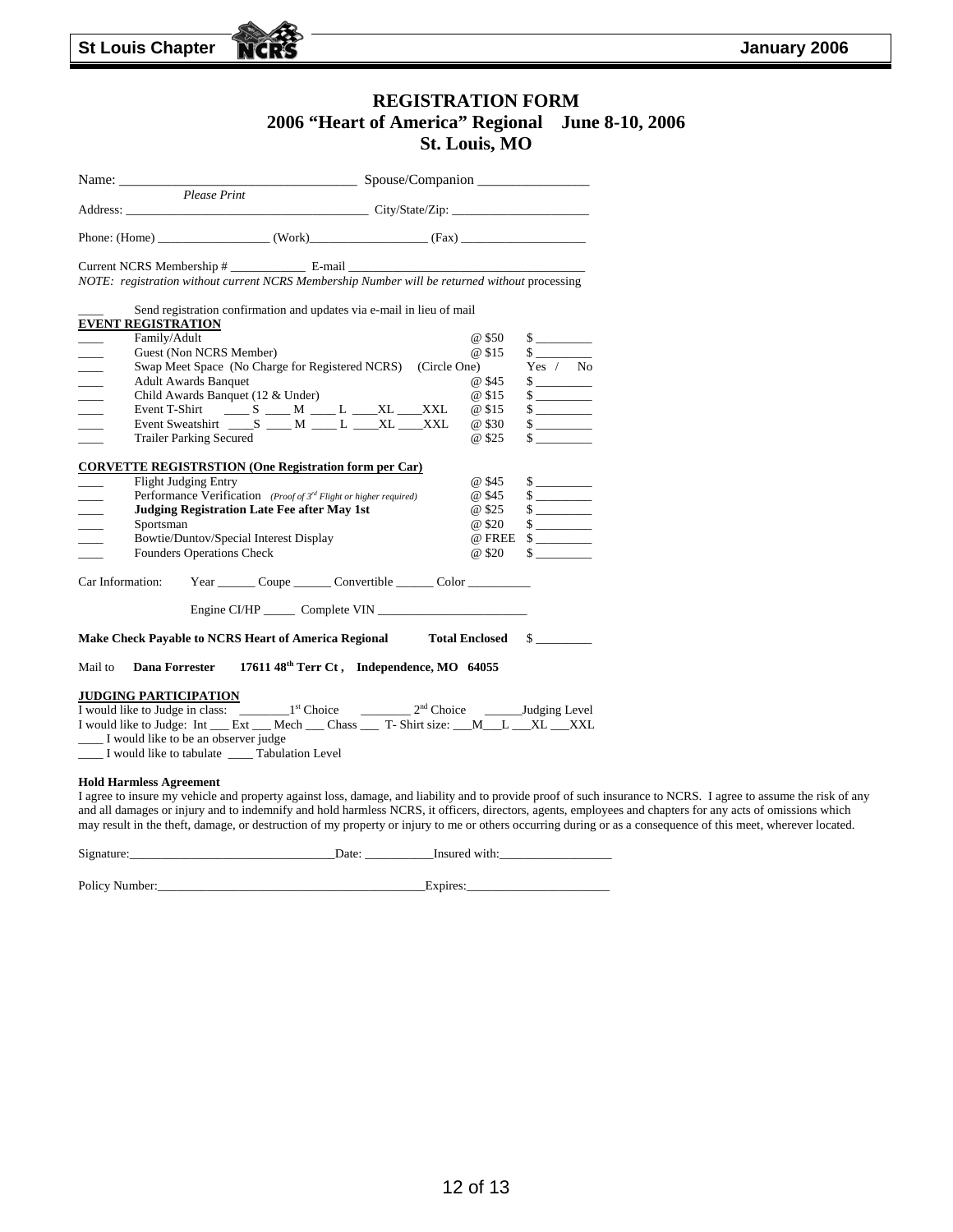# REGISTRATION FORM
## 2006 "Heart of America" Regional June 8-10, 2006
## St. Louis, MO

Name: ___________________________________ Spouse/Companion ________________
*Please Print*

Address: _______________________________________ City/State/Zip: _____________________

Phone: (Home) __________________ (Work)___________________ (Fax) ____________________

Current NCRS Membership # ____________ E-mail _____________________________________

*NOTE: registration without current NCRS Membership Number will be returned without* processing

____ Send registration confirmation and updates via e-mail in lieu of mail

**EVENT REGISTRATION**

| | | | |
|---|---|---|---|
| ____ | Family/Adult | @ $50 | $ _________ |
| ____ | Guest (Non NCRS Member) | @ $15 | $ _________ |
| ____ | Swap Meet Space (No Charge for Registered NCRS) (Circle One) | | Yes / No |
| ____ | Adult Awards Banquet | @ $45 | $ _________ |
| ____ | Child Awards Banquet (12 & Under) | @ $15 | $ _________ |
| ____ | Event T-Shirt ____ S ____ M ____ L ____XL ____XXL | @ $15 | $ _________ |
| ____ | Event Sweatshirt ____S ____ M ____ L ____XL ____XXL | @ $30 | $ _________ |
| ____ | Trailer Parking Secured | @ $25 | $ _________ |

**CORVETTE REGISTRSTION (One Registration form per Car)**

| | | | |
|---|---|---|---|
| ____ | Flight Judging Entry | @ $45 | $ _________ |
| ____ | Performance Verification *(Proof of 3rd Flight or higher required)* | @ $45 | $ _________ |
| ____ | **Judging Registration Late Fee after May 1st** | @ $25 | $ _________ |
| ____ | Sportsman | @ $20 | $ _________ |
| ____ | Bowtie/Duntov/Special Interest Display | @ FREE | $ _________ |
| ____ | Founders Operations Check | @ $20 | $ _________ |

Car Information: Year ______ Coupe ______ Convertible ______ Color __________

Engine CI/HP _____ Complete VIN ________________________

**Make Check Payable to NCRS Heart of America Regional** **Total Enclosed** $ _________

Mail to **Dana Forrester 17611 48th Terr Ct , Independence, MO 64055**

**JUDGING PARTICIPATION**

I would like to Judge in class: ________1st Choice ________ 2nd Choice ______Judging Level

I would like to Judge: Int ___ Ext ___ Mech ___ Chass ___ T- Shirt size: ___M___L ___XL ___XXL

____ I would like to be an observer judge

____ I would like to tabulate ____ Tabulation Level

**Hold Harmless Agreement**

I agree to insure my vehicle and property against loss, damage, and liability and to provide proof of such insurance to NCRS. I agree to assume the risk of any and all damages or injury and to indemnify and hold harmless NCRS, it officers, directors, agents, employees and chapters for any acts of omissions which may result in the theft, damage, or destruction of my property or injury to me or others occurring during or as a consequence of this meet, wherever located.

Signature:________________________________Date: ___________Insured with:__________________

Policy Number:___________________________________________Expires:_______________________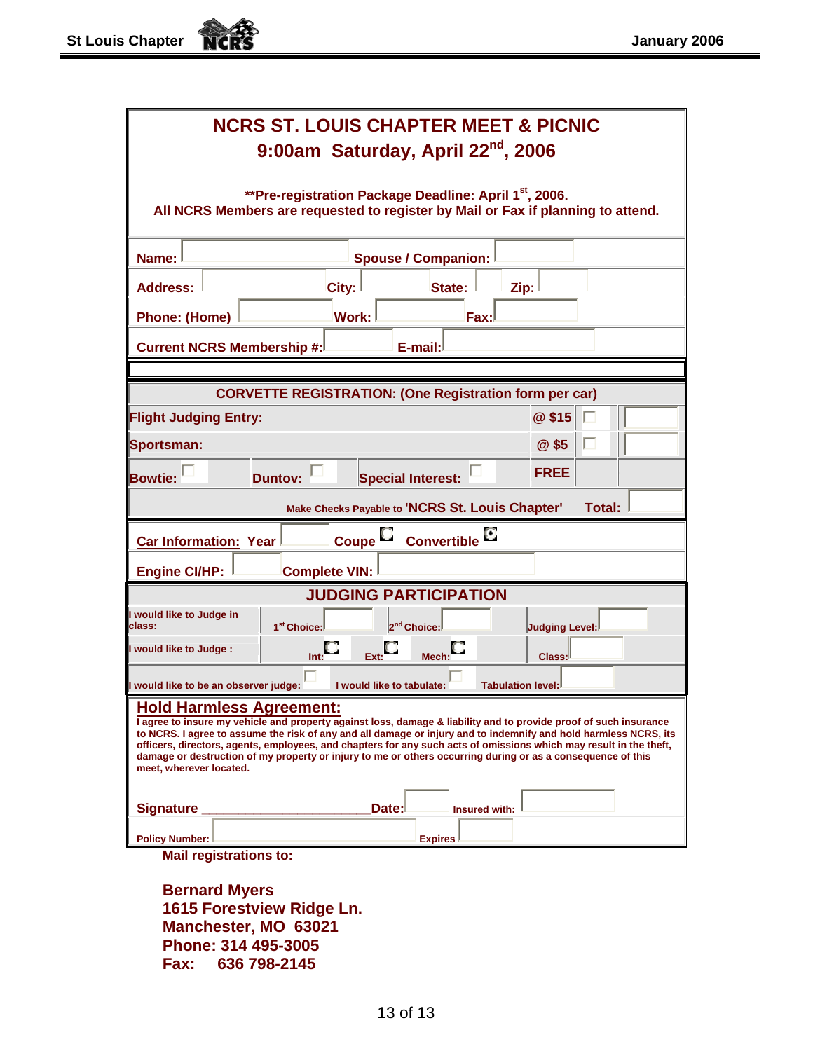# NCRS ST. LOUIS CHAPTER MEET & PICNIC

## 9:00am Saturday, April 22nd, 2006

**\*\*Pre-registration Package Deadline: April 1st, 2006.**
**All NCRS Members are requested to register by Mail or Fax if planning to attend.**

**Name:** ____________ **Spouse / Companion:** ____________

**Address:** ____________ **City:** ________ **State:** ____ **Zip:** ______

**Phone: (Home)** ____________ **Work:** ____________ **Fax:** ____________

**Current NCRS Membership #:** ____________ **E-mail:** ____________

### CORVETTE REGISTRATION: (One Registration form per car)

| | | | | |
|---|---|---|---|---|
| **Flight Judging Entry:** | | **@ $15** | ☐ | |
| **Sportsman:** | | **@ $5** | ☐ | |
| **Bowtie:** ☐ | **Duntov:** ☐ **Special Interest:** ☐ | **FREE** | | |

Make Checks Payable to **'NCRS St. Louis Chapter'** **Total:** ______

**Car Information: Year** ______ **Coupe** ○ **Convertible** ○

**Engine CI/HP:** ______ **Complete VIN:** ____________

### JUDGING PARTICIPATION

| | | | |
|---|---|---|---|
| I would like to Judge in class: | 1st Choice: ______ | 2nd Choice: ______ | Judging Level: ______ |
| I would like to Judge : | Int: ○ | Ext: ○ Mech: ○ | Class: ______ |
| I would like to be an observer judge: ☐ | I would like to tabulate: ☐ | Tabulation level: ______ | |

### Hold Harmless Agreement:

I agree to insure my vehicle and property against loss, damage & liability and to provide proof of such insurance to NCRS. I agree to assume the risk of any and all damage or injury and to indemnify and hold harmless NCRS, its officers, directors, agents, employees, and chapters for any such acts of omissions which may result in the theft, damage or destruction of my property or injury to me or others occurring during or as a consequence of this meet, wherever located.

**Signature** ______________________ **Date:** ______ **Insured with:** ____________

**Policy Number:** ____________ **Expires** ______

**Mail registrations to:**

**Bernard Myers**
**1615 Forestview Ridge Ln.**
**Manchester, MO 63021**
**Phone: 314 495-3005**
**Fax: 636 798-2145**